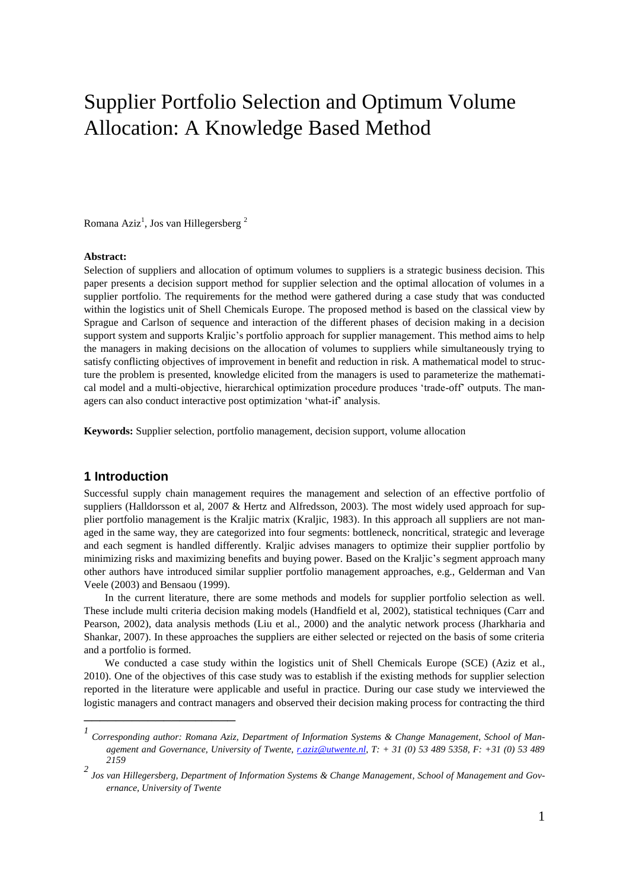# Supplier Portfolio Selection and Optimum Volume Allocation: A Knowledge Based Method

Romana Aziz[1], Jos van Hillegersberg [2]

**Abstract:**

Selection of suppliers and allocation of optimum volumes to suppliers is a strategic business decision. This paper presents a decision support method for supplier selection and the optimal allocation of volumes in a supplier portfolio. The requirements for the method were gathered during a case study that was conducted within the logistics unit of Shell Chemicals Europe. The proposed method is based on the classical view by Sprague and Carlson of sequence and interaction of the different phases of decision making in a decision support system and supports Kraljic's portfolio approach for supplier management. This method aims to help the managers in making decisions on the allocation of volumes to suppliers while simultaneously trying to satisfy conflicting objectives of improvement in benefit and reduction in risk. A mathematical model to structure the problem is presented, knowledge elicited from the managers is used to parameterize the mathematical model and a multi-objective, hierarchical optimization procedure produces 'trade-off' outputs. The managers can also conduct interactive post optimization 'what-if' analysis.

**Keywords:** Supplier selection, portfolio management, decision support, volume allocation

## 1 Introduction

Successful supply chain management requires the management and selection of an effective portfolio of suppliers (Halldorsson et al, 2007 & Hertz and Alfredsson, 2003). The most widely used approach for supplier portfolio management is the Kraljic matrix (Kraljic, 1983). In this approach all suppliers are not managed in the same way, they are categorized into four segments: bottleneck, noncritical, strategic and leverage and each segment is handled differently. Kraljic advises managers to optimize their supplier portfolio by minimizing risks and maximizing benefits and buying power. Based on the Kraljic's segment approach many other authors have introduced similar supplier portfolio management approaches, e.g., Gelderman and Van Veele (2003) and Bensaou (1999).

In the current literature, there are some methods and models for supplier portfolio selection as well. These include multi criteria decision making models (Handfield et al, 2002), statistical techniques (Carr and Pearson, 2002), data analysis methods (Liu et al., 2000) and the analytic network process (Jharkharia and Shankar, 2007). In these approaches the suppliers are either selected or rejected on the basis of some criteria and a portfolio is formed.

We conducted a case study within the logistics unit of Shell Chemicals Europe (SCE) (Aziz et al., 2010). One of the objectives of this case study was to establish if the existing methods for supplier selection reported in the literature were applicable and useful in practice. During our case study we interviewed the logistic managers and contract managers and observed their decision making process for contracting the third

---

[1] *Corresponding author: Romana Aziz, Department of Information Systems & Change Management, School of Management and Governance, University of Twente, r.aziz@utwente.nl, T: + 31 (0) 53 489 5358, F: +31 (0) 53 489 2159*

[2] *Jos van Hillegersberg, Department of Information Systems & Change Management, School of Management and Governance, University of Twente*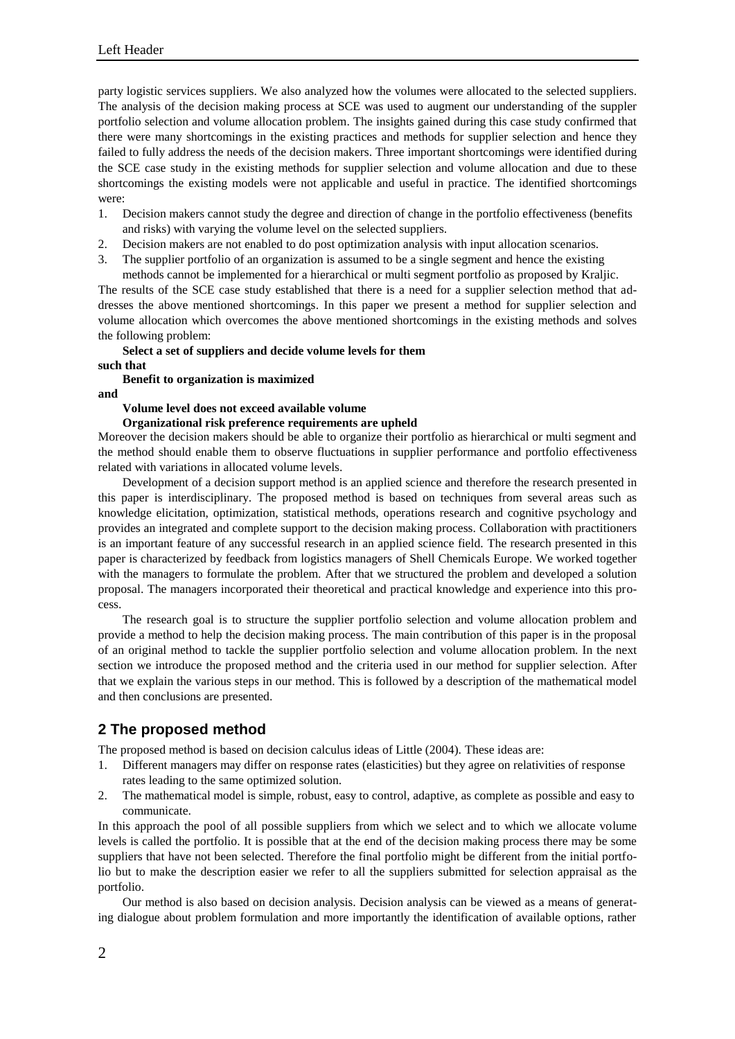party logistic services suppliers. We also analyzed how the volumes were allocated to the selected suppliers. The analysis of the decision making process at SCE was used to augment our understanding of the suppler portfolio selection and volume allocation problem. The insights gained during this case study confirmed that there were many shortcomings in the existing practices and methods for supplier selection and hence they failed to fully address the needs of the decision makers. Three important shortcomings were identified during the SCE case study in the existing methods for supplier selection and volume allocation and due to these shortcomings the existing models were not applicable and useful in practice. The identified shortcomings were:

1. Decision makers cannot study the degree and direction of change in the portfolio effectiveness (benefits and risks) with varying the volume level on the selected suppliers.
2. Decision makers are not enabled to do post optimization analysis with input allocation scenarios.
3. The supplier portfolio of an organization is assumed to be a single segment and hence the existing methods cannot be implemented for a hierarchical or multi segment portfolio as proposed by Kraljic.

The results of the SCE case study established that there is a need for a supplier selection method that addresses the above mentioned shortcomings. In this paper we present a method for supplier selection and volume allocation which overcomes the above mentioned shortcomings in the existing methods and solves the following problem:

**Select a set of suppliers and decide volume levels for them**
**such that**
**Benefit to organization is maximized**
**and**
**Volume level does not exceed available volume**
**Organizational risk preference requirements are upheld**

Moreover the decision makers should be able to organize their portfolio as hierarchical or multi segment and the method should enable them to observe fluctuations in supplier performance and portfolio effectiveness related with variations in allocated volume levels.

Development of a decision support method is an applied science and therefore the research presented in this paper is interdisciplinary. The proposed method is based on techniques from several areas such as knowledge elicitation, optimization, statistical methods, operations research and cognitive psychology and provides an integrated and complete support to the decision making process. Collaboration with practitioners is an important feature of any successful research in an applied science field. The research presented in this paper is characterized by feedback from logistics managers of Shell Chemicals Europe. We worked together with the managers to formulate the problem. After that we structured the problem and developed a solution proposal. The managers incorporated their theoretical and practical knowledge and experience into this process.

The research goal is to structure the supplier portfolio selection and volume allocation problem and provide a method to help the decision making process. The main contribution of this paper is in the proposal of an original method to tackle the supplier portfolio selection and volume allocation problem. In the next section we introduce the proposed method and the criteria used in our method for supplier selection. After that we explain the various steps in our method. This is followed by a description of the mathematical model and then conclusions are presented.

## 2 The proposed method

The proposed method is based on decision calculus ideas of Little (2004). These ideas are:

1. Different managers may differ on response rates (elasticities) but they agree on relativities of response rates leading to the same optimized solution.
2. The mathematical model is simple, robust, easy to control, adaptive, as complete as possible and easy to communicate.

In this approach the pool of all possible suppliers from which we select and to which we allocate volume levels is called the portfolio. It is possible that at the end of the decision making process there may be some suppliers that have not been selected. Therefore the final portfolio might be different from the initial portfolio but to make the description easier we refer to all the suppliers submitted for selection appraisal as the portfolio.

Our method is also based on decision analysis. Decision analysis can be viewed as a means of generating dialogue about problem formulation and more importantly the identification of available options, rather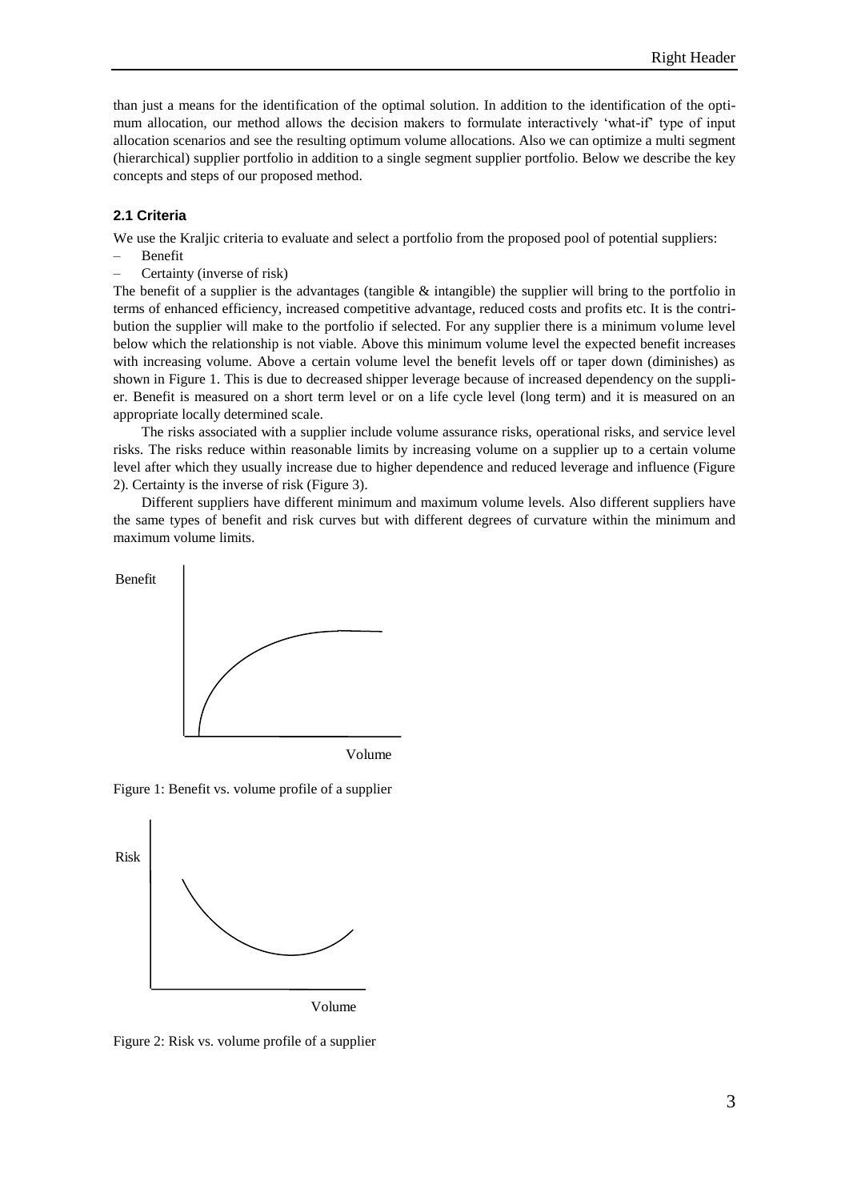than just a means for the identification of the optimal solution. In addition to the identification of the optimum allocation, our method allows the decision makers to formulate interactively 'what-if' type of input allocation scenarios and see the resulting optimum volume allocations. Also we can optimize a multi segment (hierarchical) supplier portfolio in addition to a single segment supplier portfolio. Below we describe the key concepts and steps of our proposed method.

### 2.1 Criteria

We use the Kraljic criteria to evaluate and select a portfolio from the proposed pool of potential suppliers:

- Benefit
- Certainty (inverse of risk)

The benefit of a supplier is the advantages (tangible & intangible) the supplier will bring to the portfolio in terms of enhanced efficiency, increased competitive advantage, reduced costs and profits etc. It is the contribution the supplier will make to the portfolio if selected. For any supplier there is a minimum volume level below which the relationship is not viable. Above this minimum volume level the expected benefit increases with increasing volume. Above a certain volume level the benefit levels off or taper down (diminishes) as shown in Figure 1. This is due to decreased shipper leverage because of increased dependency on the supplier. Benefit is measured on a short term level or on a life cycle level (long term) and it is measured on an appropriate locally determined scale.

The risks associated with a supplier include volume assurance risks, operational risks, and service level risks. The risks reduce within reasonable limits by increasing volume on a supplier up to a certain volume level after which they usually increase due to higher dependence and reduced leverage and influence (Figure 2). Certainty is the inverse of risk (Figure 3).

Different suppliers have different minimum and maximum volume levels. Also different suppliers have the same types of benefit and risk curves but with different degrees of curvature within the minimum and maximum volume limits.

Figure 1: Benefit vs. volume profile of a supplier

Figure 2: Risk vs. volume profile of a supplier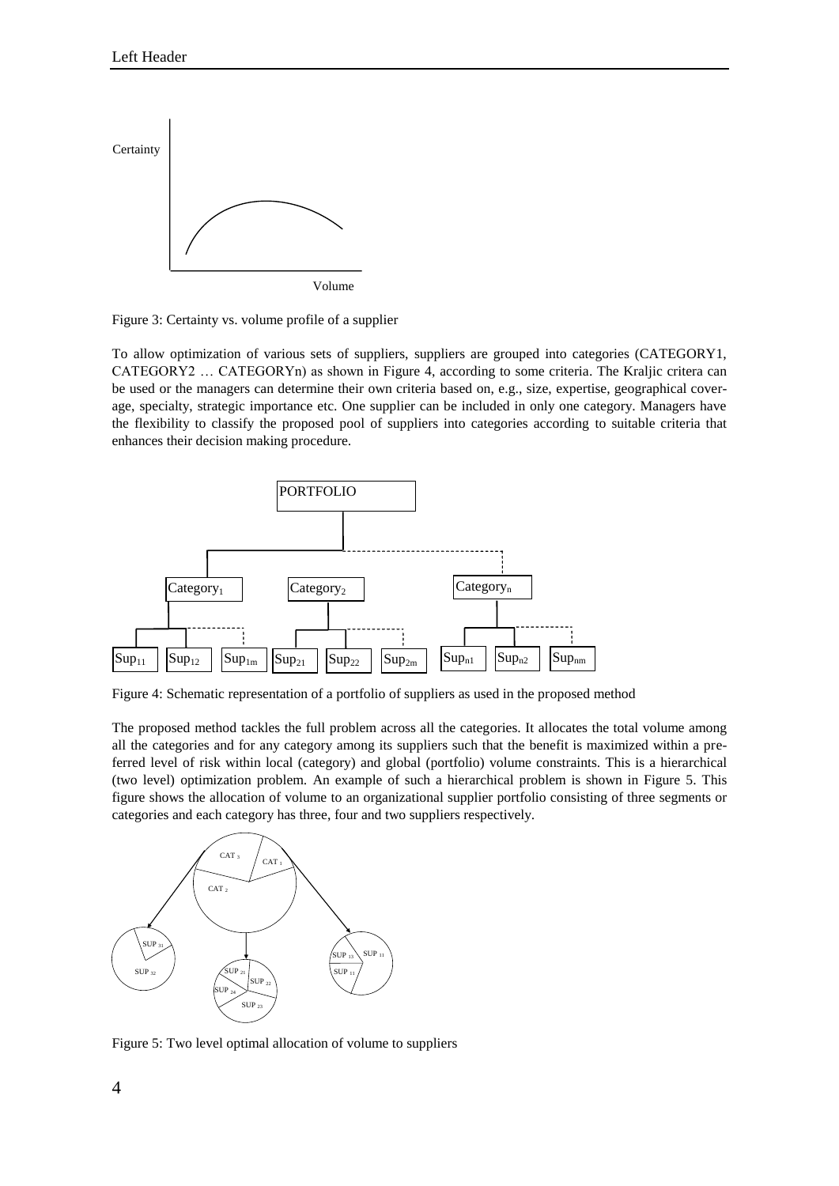Figure 3: Certainty vs. volume profile of a supplier

To allow optimization of various sets of suppliers, suppliers are grouped into categories (CATEGORY1, CATEGORY2 … CATEGORYn) as shown in Figure 4, according to some criteria. The Kraljic critera can be used or the managers can determine their own criteria based on, e.g., size, expertise, geographical coverage, specialty, strategic importance etc. One supplier can be included in only one category. Managers have the flexibility to classify the proposed pool of suppliers into categories according to suitable criteria that enhances their decision making procedure.

Figure 4: Schematic representation of a portfolio of suppliers as used in the proposed method

The proposed method tackles the full problem across all the categories. It allocates the total volume among all the categories and for any category among its suppliers such that the benefit is maximized within a preferred level of risk within local (category) and global (portfolio) volume constraints. This is a hierarchical (two level) optimization problem. An example of such a hierarchical problem is shown in Figure 5. This figure shows the allocation of volume to an organizational supplier portfolio consisting of three segments or categories and each category has three, four and two suppliers respectively.

Figure 5: Two level optimal allocation of volume to suppliers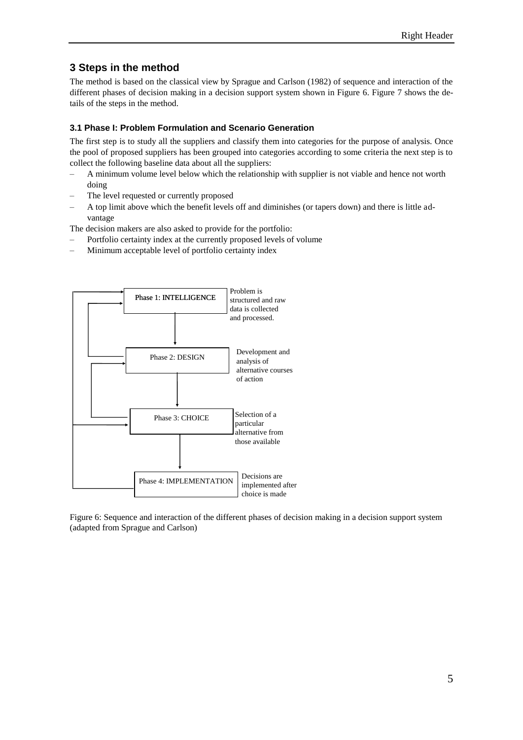## 3 Steps in the method

The method is based on the classical view by Sprague and Carlson (1982) of sequence and interaction of the different phases of decision making in a decision support system shown in Figure 6. Figure 7 shows the details of the steps in the method.

### 3.1 Phase I: Problem Formulation and Scenario Generation

The first step is to study all the suppliers and classify them into categories for the purpose of analysis. Once the pool of proposed suppliers has been grouped into categories according to some criteria the next step is to collect the following baseline data about all the suppliers:

- A minimum volume level below which the relationship with supplier is not viable and hence not worth doing
- The level requested or currently proposed
- A top limit above which the benefit levels off and diminishes (or tapers down) and there is little advantage

The decision makers are also asked to provide for the portfolio:

- Portfolio certainty index at the currently proposed levels of volume
- Minimum acceptable level of portfolio certainty index

Phase 1: INTELLIGENCE — Problem is structured and raw data is collected and processed.

Phase 2: DESIGN — Development and analysis of alternative courses of action

Phase 3: CHOICE — Selection of a particular alternative from those available

Phase 4: IMPLEMENTATION — Decisions are implemented after choice is made

Figure 6: Sequence and interaction of the different phases of decision making in a decision support system (adapted from Sprague and Carlson)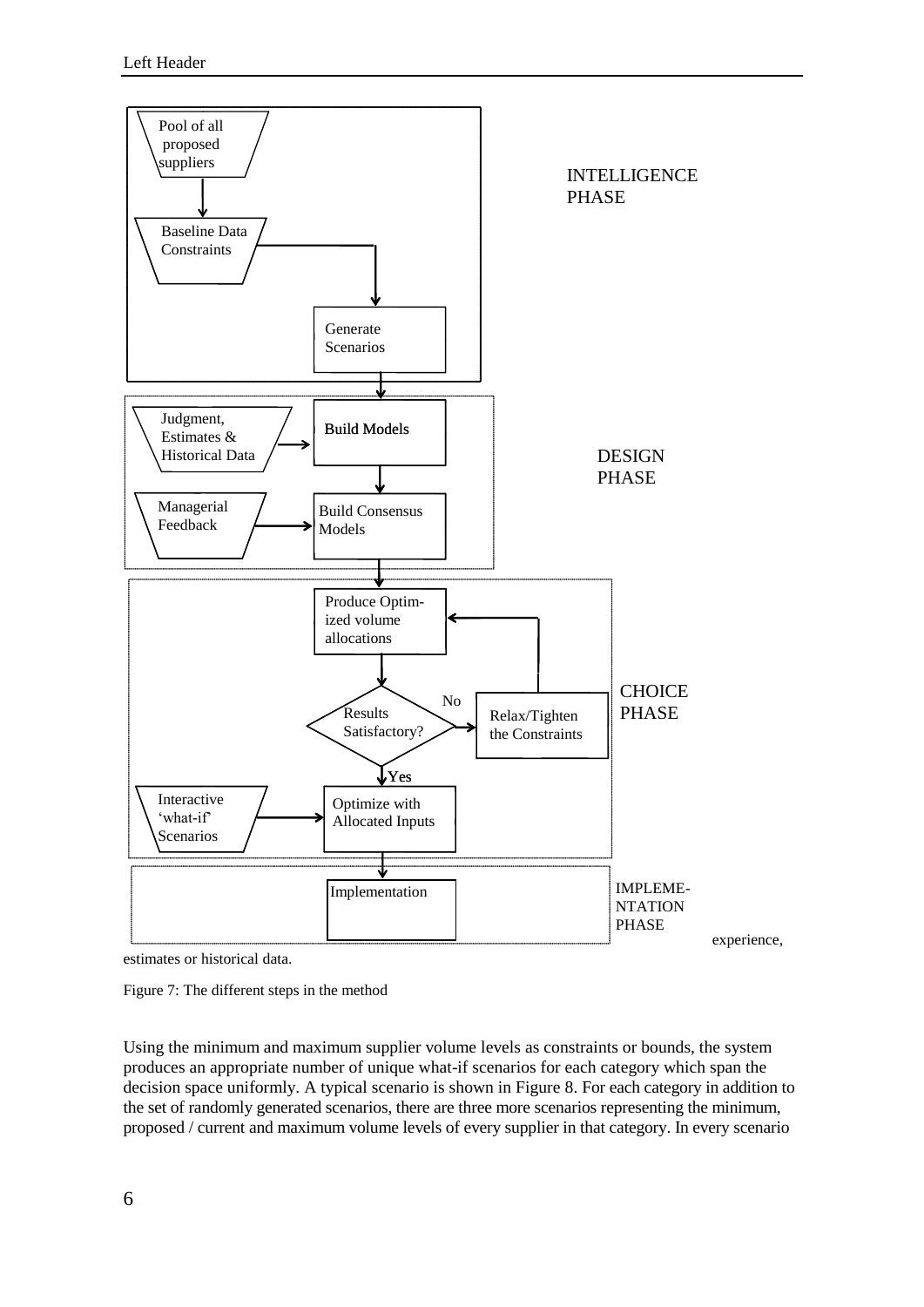INTELLIGENCE PHASE

Pool of all proposed suppliers

Baseline Data Constraints

Generate Scenarios

DESIGN PHASE

Judgment, Estimates & Historical Data

Build Models

Managerial Feedback

Build Consensus Models

CHOICE PHASE

Produce Optim-ized volume allocations

Results Satisfactory?

No

Relax/Tighten the Constraints

Yes

Interactive 'what-if' Scenarios

Optimize with Allocated Inputs

IMPLEME-NTATION PHASE

Implementation

experience, estimates or historical data.

Figure 7: The different steps in the method

Using the minimum and maximum supplier volume levels as constraints or bounds, the system produces an appropriate number of unique what-if scenarios for each category which span the decision space uniformly. A typical scenario is shown in Figure 8. For each category in addition to the set of randomly generated scenarios, there are three more scenarios representing the minimum, proposed / current and maximum volume levels of every supplier in that category. In every scenario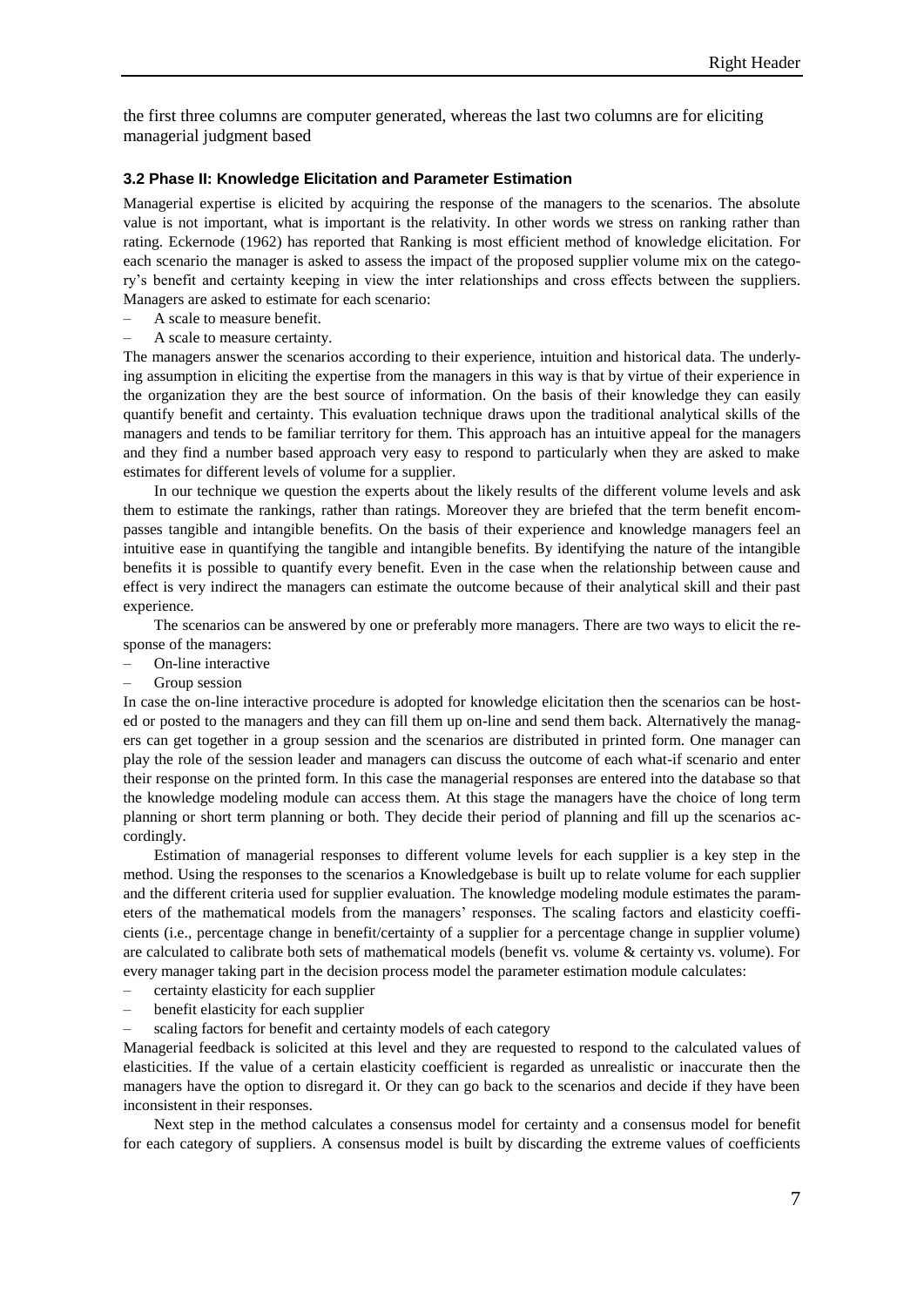the first three columns are computer generated, whereas the last two columns are for eliciting managerial judgment based

### 3.2 Phase II: Knowledge Elicitation and Parameter Estimation

Managerial expertise is elicited by acquiring the response of the managers to the scenarios. The absolute value is not important, what is important is the relativity. In other words we stress on ranking rather than rating. Eckernode (1962) has reported that Ranking is most efficient method of knowledge elicitation. For each scenario the manager is asked to assess the impact of the proposed supplier volume mix on the category's benefit and certainty keeping in view the inter relationships and cross effects between the suppliers. Managers are asked to estimate for each scenario:

- A scale to measure benefit.
- A scale to measure certainty.

The managers answer the scenarios according to their experience, intuition and historical data. The underlying assumption in eliciting the expertise from the managers in this way is that by virtue of their experience in the organization they are the best source of information. On the basis of their knowledge they can easily quantify benefit and certainty. This evaluation technique draws upon the traditional analytical skills of the managers and tends to be familiar territory for them. This approach has an intuitive appeal for the managers and they find a number based approach very easy to respond to particularly when they are asked to make estimates for different levels of volume for a supplier.

In our technique we question the experts about the likely results of the different volume levels and ask them to estimate the rankings, rather than ratings. Moreover they are briefed that the term benefit encompasses tangible and intangible benefits. On the basis of their experience and knowledge managers feel an intuitive ease in quantifying the tangible and intangible benefits. By identifying the nature of the intangible benefits it is possible to quantify every benefit. Even in the case when the relationship between cause and effect is very indirect the managers can estimate the outcome because of their analytical skill and their past experience.

The scenarios can be answered by one or preferably more managers. There are two ways to elicit the response of the managers:

- On-line interactive
- Group session

In case the on-line interactive procedure is adopted for knowledge elicitation then the scenarios can be hosted or posted to the managers and they can fill them up on-line and send them back. Alternatively the managers can get together in a group session and the scenarios are distributed in printed form. One manager can play the role of the session leader and managers can discuss the outcome of each what-if scenario and enter their response on the printed form. In this case the managerial responses are entered into the database so that the knowledge modeling module can access them. At this stage the managers have the choice of long term planning or short term planning or both. They decide their period of planning and fill up the scenarios accordingly.

Estimation of managerial responses to different volume levels for each supplier is a key step in the method. Using the responses to the scenarios a Knowledgebase is built up to relate volume for each supplier and the different criteria used for supplier evaluation. The knowledge modeling module estimates the parameters of the mathematical models from the managers' responses. The scaling factors and elasticity coefficients (i.e., percentage change in benefit/certainty of a supplier for a percentage change in supplier volume) are calculated to calibrate both sets of mathematical models (benefit vs. volume & certainty vs. volume). For every manager taking part in the decision process model the parameter estimation module calculates:

- certainty elasticity for each supplier
- benefit elasticity for each supplier
- scaling factors for benefit and certainty models of each category

Managerial feedback is solicited at this level and they are requested to respond to the calculated values of elasticities. If the value of a certain elasticity coefficient is regarded as unrealistic or inaccurate then the managers have the option to disregard it. Or they can go back to the scenarios and decide if they have been inconsistent in their responses.

Next step in the method calculates a consensus model for certainty and a consensus model for benefit for each category of suppliers. A consensus model is built by discarding the extreme values of coefficients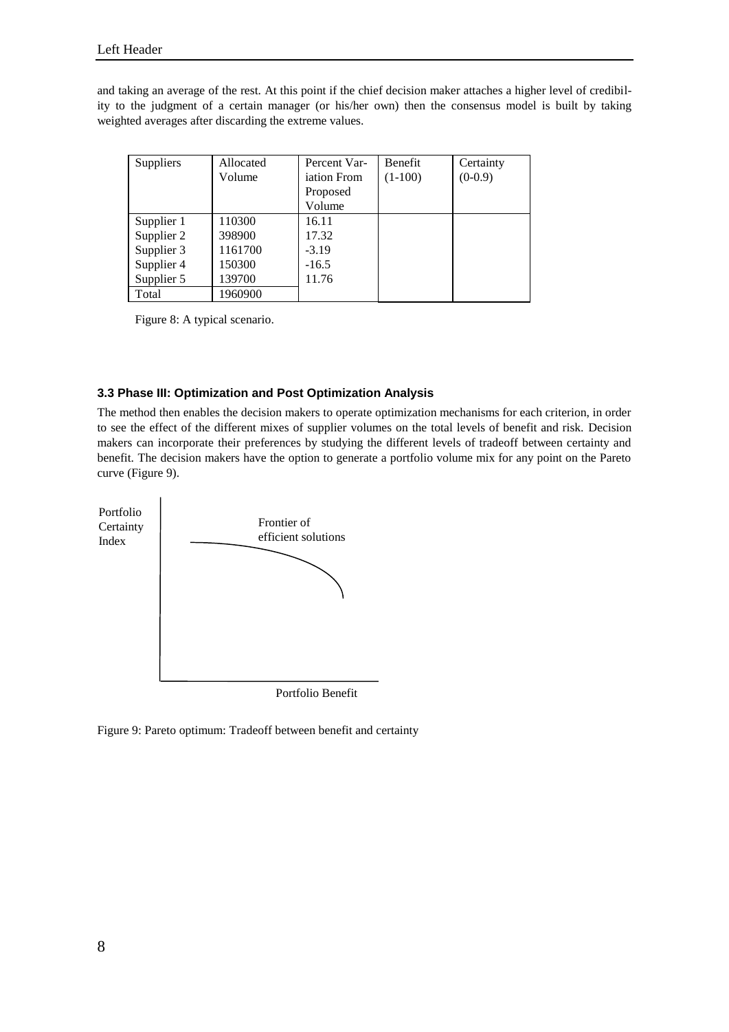and taking an average of the rest. At this point if the chief decision maker attaches a higher level of credibility to the judgment of a certain manager (or his/her own) then the consensus model is built by taking weighted averages after discarding the extreme values.

| Suppliers | Allocated Volume | Percent Variation From Proposed Volume | Benefit (1-100) | Certainty (0-0.9) |
|---|---|---|---|---|
| Supplier 1 | 110300 | 16.11 | | |
| Supplier 2 | 398900 | 17.32 | | |
| Supplier 3 | 1161700 | -3.19 | | |
| Supplier 4 | 150300 | -16.5 | | |
| Supplier 5 | 139700 | 11.76 | | |
| Total | 1960900 | | | |

Figure 8: A typical scenario.

### 3.3 Phase III: Optimization and Post Optimization Analysis

The method then enables the decision makers to operate optimization mechanisms for each criterion, in order to see the effect of the different mixes of supplier volumes on the total levels of benefit and risk. Decision makers can incorporate their preferences by studying the different levels of tradeoff between certainty and benefit. The decision makers have the option to generate a portfolio volume mix for any point on the Pareto curve (Figure 9).

Portfolio Certainty Index

Frontier of efficient solutions

Portfolio Benefit

Figure 9: Pareto optimum: Tradeoff between benefit and certainty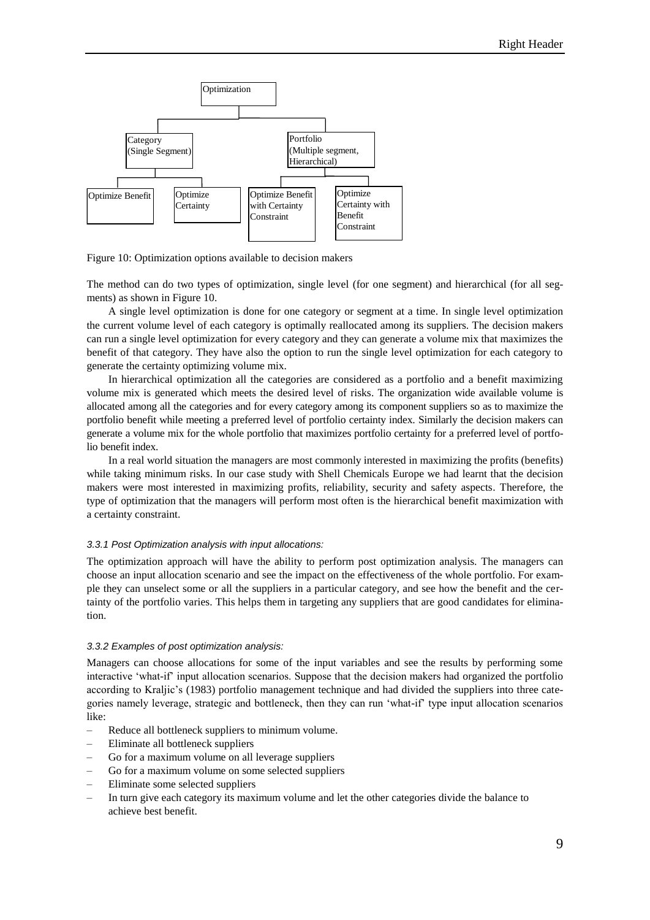- Optimization
  - Category (Single Segment)
    - Optimize Benefit
    - Optimize Certainty
  - Portfolio (Multiple segment, Hierarchical)
    - Optimize Benefit with Certainty Constraint
    - Optimize Certainty with Benefit Constraint

Figure 10: Optimization options available to decision makers

The method can do two types of optimization, single level (for one segment) and hierarchical (for all segments) as shown in Figure 10.

A single level optimization is done for one category or segment at a time. In single level optimization the current volume level of each category is optimally reallocated among its suppliers. The decision makers can run a single level optimization for every category and they can generate a volume mix that maximizes the benefit of that category. They have also the option to run the single level optimization for each category to generate the certainty optimizing volume mix.

In hierarchical optimization all the categories are considered as a portfolio and a benefit maximizing volume mix is generated which meets the desired level of risks. The organization wide available volume is allocated among all the categories and for every category among its component suppliers so as to maximize the portfolio benefit while meeting a preferred level of portfolio certainty index. Similarly the decision makers can generate a volume mix for the whole portfolio that maximizes portfolio certainty for a preferred level of portfolio benefit index.

In a real world situation the managers are most commonly interested in maximizing the profits (benefits) while taking minimum risks. In our case study with Shell Chemicals Europe we had learnt that the decision makers were most interested in maximizing profits, reliability, security and safety aspects. Therefore, the type of optimization that the managers will perform most often is the hierarchical benefit maximization with a certainty constraint.

#### *3.3.1 Post Optimization analysis with input allocations:*

The optimization approach will have the ability to perform post optimization analysis. The managers can choose an input allocation scenario and see the impact on the effectiveness of the whole portfolio. For example they can unselect some or all the suppliers in a particular category, and see how the benefit and the certainty of the portfolio varies. This helps them in targeting any suppliers that are good candidates for elimination.

#### *3.3.2 Examples of post optimization analysis:*

Managers can choose allocations for some of the input variables and see the results by performing some interactive 'what-if' input allocation scenarios. Suppose that the decision makers had organized the portfolio according to Kraljic's (1983) portfolio management technique and had divided the suppliers into three categories namely leverage, strategic and bottleneck, then they can run 'what-if' type input allocation scenarios like:

- Reduce all bottleneck suppliers to minimum volume.
- Eliminate all bottleneck suppliers
- Go for a maximum volume on all leverage suppliers
- Go for a maximum volume on some selected suppliers
- Eliminate some selected suppliers
- In turn give each category its maximum volume and let the other categories divide the balance to achieve best benefit.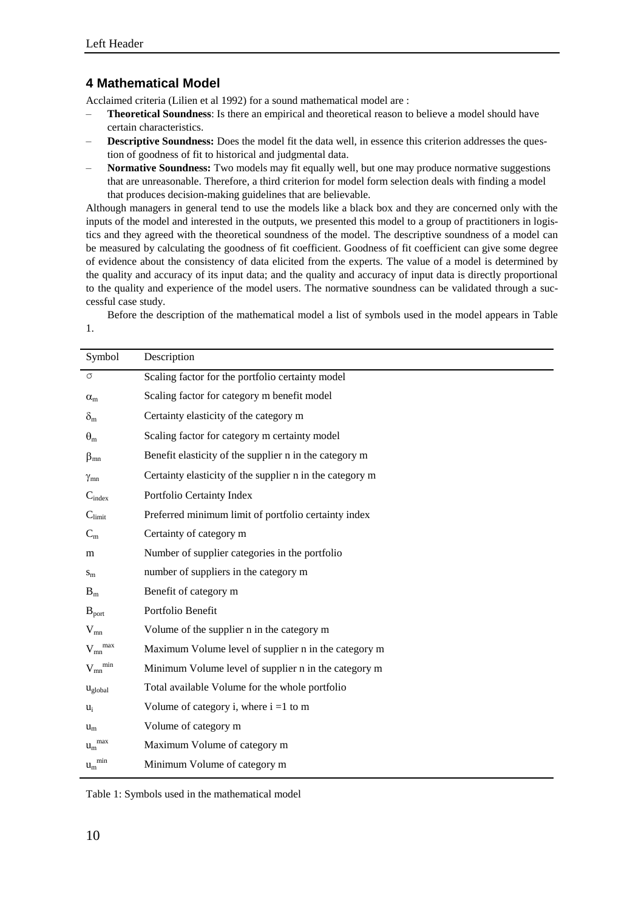## 4 Mathematical Model

Acclaimed criteria (Lilien et al 1992) for a sound mathematical model are :

- **Theoretical Soundness**: Is there an empirical and theoretical reason to believe a model should have certain characteristics.
- **Descriptive Soundness:** Does the model fit the data well, in essence this criterion addresses the question of goodness of fit to historical and judgmental data.
- **Normative Soundness:** Two models may fit equally well, but one may produce normative suggestions that are unreasonable. Therefore, a third criterion for model form selection deals with finding a model that produces decision-making guidelines that are believable.

Although managers in general tend to use the models like a black box and they are concerned only with the inputs of the model and interested in the outputs, we presented this model to a group of practitioners in logistics and they agreed with the theoretical soundness of the model. The descriptive soundness of a model can be measured by calculating the goodness of fit coefficient. Goodness of fit coefficient can give some degree of evidence about the consistency of data elicited from the experts. The value of a model is determined by the quality and accuracy of its input data; and the quality and accuracy of input data is directly proportional to the quality and experience of the model users. The normative soundness can be validated through a successful case study.

Before the description of the mathematical model a list of symbols used in the model appears in Table 1.

| Symbol | Description |
|---|---|
| $\sigma$ | Scaling factor for the portfolio certainty model |
| $\alpha_m$ | Scaling factor for category m benefit model |
| $\delta_m$ | Certainty elasticity of the category m |
| $\theta_m$ | Scaling factor for category m certainty model |
| $\beta_{mn}$ | Benefit elasticity of the supplier n in the category m |
| $\gamma_{mn}$ | Certainty elasticity of the supplier n in the category m |
| $C_{index}$ | Portfolio Certainty Index |
| $C_{limit}$ | Preferred minimum limit of portfolio certainty index |
| $C_m$ | Certainty of category m |
| m | Number of supplier categories in the portfolio |
| $s_m$ | number of suppliers in the category m |
| $B_m$ | Benefit of category m |
| $B_{port}$ | Portfolio Benefit |
| $V_{mn}$ | Volume of the supplier n in the category m |
| $V_{mn}^{max}$ | Maximum Volume level of supplier n in the category m |
| $V_{mn}^{min}$ | Minimum Volume level of supplier n in the category m |
| $u_{global}$ | Total available Volume for the whole portfolio |
| $u_i$ | Volume of category i, where i =1 to m |
| $u_m$ | Volume of category m |
| $u_m^{max}$ | Maximum Volume of category m |
| $u_m^{min}$ | Minimum Volume of category m |

Table 1: Symbols used in the mathematical model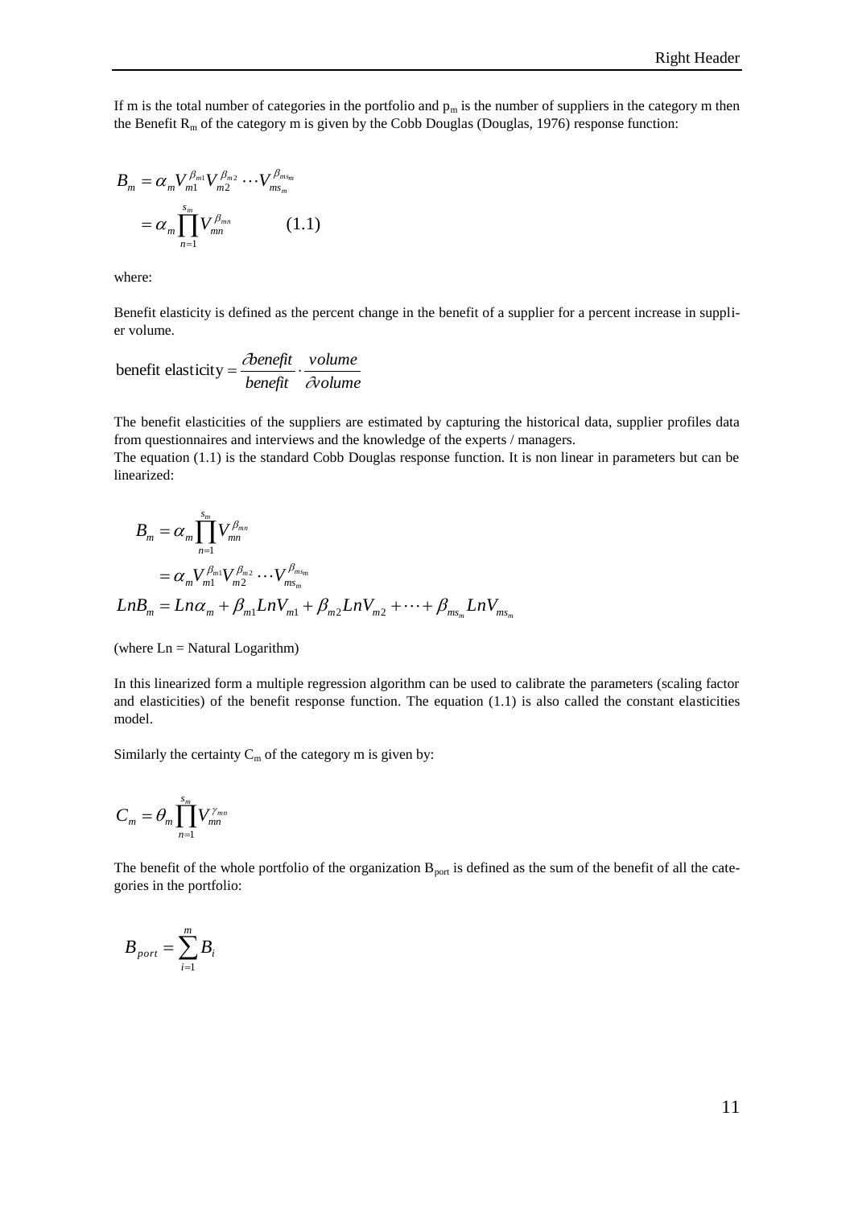If m is the total number of categories in the portfolio and $p_m$ is the number of suppliers in the category m then the Benefit $R_m$ of the category m is given by the Cobb Douglas (Douglas, 1976) response function:

$$
\begin{aligned}
B_m &= \alpha_m V_{m1}^{\beta_{m1}} V_{m2}^{\beta_{m2}} \cdots V_{ms_m}^{\beta_{ms_m}} \\
&= \alpha_m \prod_{n=1}^{s_m} V_{mn}^{\beta_{mn}} \qquad (1.1)
\end{aligned}
$$

where:

Benefit elasticity is defined as the percent change in the benefit of a supplier for a percent increase in supplier volume.

$$
\text{benefit elasticity} = \frac{\partial benefit}{benefit} \cdot \frac{volume}{\partial volume}
$$

The benefit elasticities of the suppliers are estimated by capturing the historical data, supplier profiles data from questionnaires and interviews and the knowledge of the experts / managers.

The equation (1.1) is the standard Cobb Douglas response function. It is non linear in parameters but can be linearized:

$$
\begin{aligned}
B_m &= \alpha_m \prod_{n=1}^{s_m} V_{mn}^{\beta_{mn}} \\
&= \alpha_m V_{m1}^{\beta_{m1}} V_{m2}^{\beta_{m2}} \cdots V_{ms_m}^{\beta_{ms_m}} \\
LnB_m &= Ln\alpha_m + \beta_{m1} LnV_{m1} + \beta_{m2} LnV_{m2} + \cdots + \beta_{ms_m} LnV_{ms_m}
\end{aligned}
$$

(where Ln = Natural Logarithm)

In this linearized form a multiple regression algorithm can be used to calibrate the parameters (scaling factor and elasticities) of the benefit response function. The equation (1.1) is also called the constant elasticities model.

Similarly the certainty $C_m$ of the category m is given by:

$$
C_m = \theta_m \prod_{n=1}^{s_m} V_{mn}^{\gamma_{mn}}
$$

The benefit of the whole portfolio of the organization $B_{port}$ is defined as the sum of the benefit of all the categories in the portfolio:

$$
B_{port} = \sum_{i=1}^{m} B_i
$$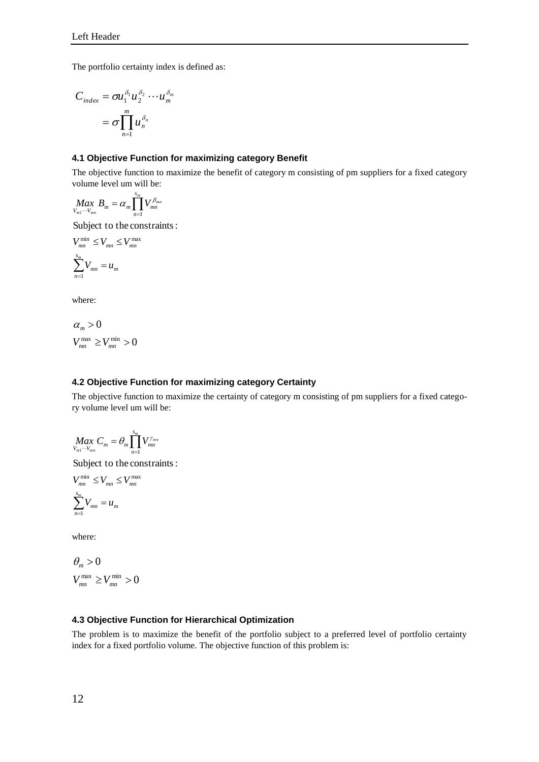The portfolio certainty index is defined as:

$$
\begin{aligned}
C_{index} &= \sigma u_1^{\delta_1} u_2^{\delta_2} \cdots u_m^{\delta_m} \\
&= \sigma \prod_{n=1}^{m} u_n^{\delta_n}
\end{aligned}
$$

#### 4.1 Objective Function for maximizing category Benefit

The objective function to maximize the benefit of category m consisting of pm suppliers for a fixed category volume level um will be:

$$
\underset{V_{m1} \cdots V_{mn}}{Max} \; B_m = \alpha_m \prod_{n=1}^{s_m} V_{mn}^{\beta_{mn}}
$$

Subject to the constraints:

$$
V_{mn}^{\min} \leq V_{mn} \leq V_{mn}^{\max}
$$

$$
\sum_{n=1}^{s_m} V_{mn} = u_m
$$

where:

$$
\alpha_m > 0
$$

$$
V_{mn}^{\max} \geq V_{mn}^{\min} > 0
$$

#### 4.2 Objective Function for maximizing category Certainty

The objective function to maximize the certainty of category m consisting of pm suppliers for a fixed category volume level um will be:

$$
\underset{V_{m1} \cdots V_{mn}}{Max} \; C_m = \theta_m \prod_{n=1}^{s_m} V_{mn}^{\gamma_{mn}}
$$

Subject to the constraints:

$$
V_{mn}^{\min} \leq V_{mn} \leq V_{mn}^{\max}
$$

$$
\sum_{n=1}^{s_m} V_{mn} = u_m
$$

where:

$$
\theta_m > 0
$$

$$
V_{mn}^{\max} \geq V_{mn}^{\min} > 0
$$

#### 4.3 Objective Function for Hierarchical Optimization

The problem is to maximize the benefit of the portfolio subject to a preferred level of portfolio certainty index for a fixed portfolio volume. The objective function of this problem is: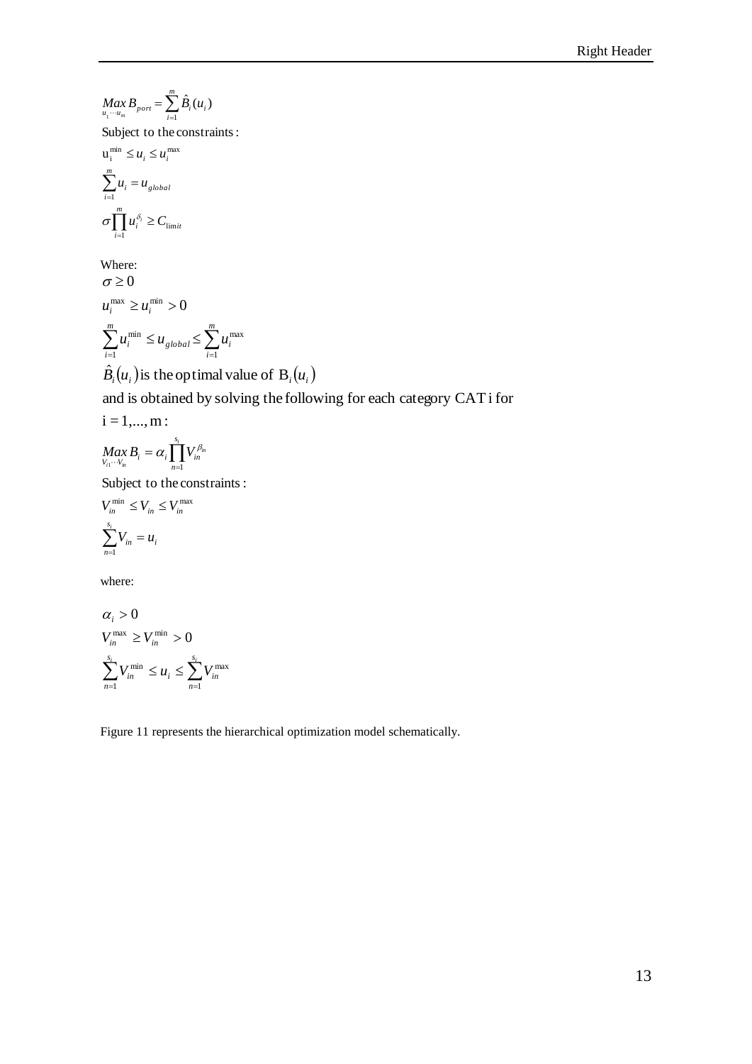$$\underset{u_1 \cdots u_m}{Max}\, B_{port} = \sum_{i=1}^{m} \hat{B}_i(u_i)$$

Subject to the constraints:

$$u_i^{\min} \leq u_i \leq u_i^{\max}$$

$$\sum_{i=1}^{m} u_i = u_{global}$$

$$\sigma \prod_{i=1}^{m} u_i^{\delta_i} \geq C_{limit}$$

Where:

$$\sigma \geq 0$$

$$u_i^{\max} \geq u_i^{\min} > 0$$

$$\sum_{i=1}^{m} u_i^{\min} \leq u_{global} \leq \sum_{i=1}^{m} u_i^{\max}$$

$\hat{B}_i(u_i)$ is the optimal value of $B_i(u_i)$

and is obtained by solving the following for each category CAT i for

$i = 1, \ldots, m$:

$$\underset{V_{i1} \cdots V_{in}}{Max}\, B_i = \alpha_i \prod_{n=1}^{s_i} V_{in}^{\beta_{in}}$$

Subject to the constraints:

$$V_{in}^{\min} \leq V_{in} \leq V_{in}^{\max}$$

$$\sum_{n=1}^{s_i} V_{in} = u_i$$

where:

$$\alpha_i > 0$$

$$V_{in}^{\max} \geq V_{in}^{\min} > 0$$

$$\sum_{n=1}^{s_i} V_{in}^{\min} \leq u_i \leq \sum_{n=1}^{s_i} V_{in}^{\max}$$

Figure 11 represents the hierarchical optimization model schematically.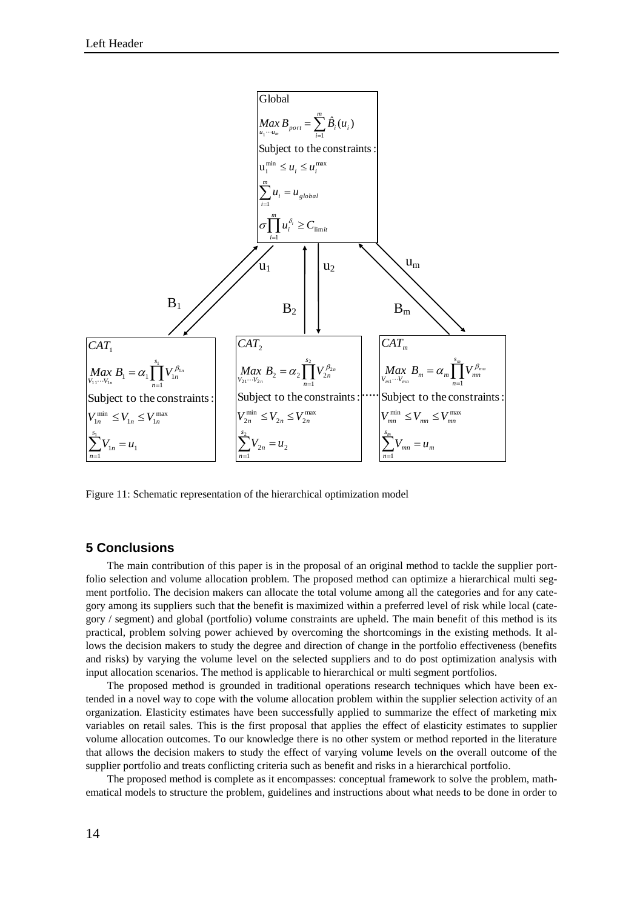Global

$$\underset{u_1 \cdots u_m}{Max}\, B_{port} = \sum_{i=1}^{m} \hat{B}_i(u_i)$$

Subject to the constraints:

$$u_i^{\min} \le u_i \le u_i^{\max}$$

$$\sum_{i=1}^{m} u_i = u_{global}$$

$$\sigma \prod_{i=1}^{m} u_i^{\delta_i} \ge C_{\lim it}$$

$u_1$, $u_2$, $u_m$ / $B_1$, $B_2$, $B_m$

$CAT_1$

$$\underset{V_{11} \cdots V_{1n}}{Max}\, B_1 = \alpha_1 \prod_{n=1}^{s_1} V_{1n}^{\beta_{1n}}$$

Subject to the constraints:

$$V_{1n}^{\min} \le V_{1n} \le V_{1n}^{\max}$$

$$\sum_{n=1}^{s_1} V_{1n} = u_1$$

$CAT_2$

$$\underset{V_{21} \cdots V_{2n}}{Max}\, B_2 = \alpha_2 \prod_{n=1}^{s_2} V_{2n}^{\beta_{2n}}$$

Subject to the constraints:

$$V_{2n}^{\min} \le V_{2n} \le V_{2n}^{\max}$$

$$\sum_{n=1}^{s_2} V_{2n} = u_2$$

$CAT_m$

$$\underset{V_{m1} \cdots V_{mn}}{Max}\, B_m = \alpha_m \prod_{n=1}^{s_m} V_{mn}^{\beta_{mn}}$$

Subject to the constraints:

$$V_{mn}^{\min} \le V_{mn} \le V_{mn}^{\max}$$

$$\sum_{n=1}^{s_m} V_{mn} = u_m$$

Figure 11: Schematic representation of the hierarchical optimization model

## 5 Conclusions

The main contribution of this paper is in the proposal of an original method to tackle the supplier portfolio selection and volume allocation problem. The proposed method can optimize a hierarchical multi segment portfolio. The decision makers can allocate the total volume among all the categories and for any category among its suppliers such that the benefit is maximized within a preferred level of risk while local (category / segment) and global (portfolio) volume constraints are upheld. The main benefit of this method is its practical, problem solving power achieved by overcoming the shortcomings in the existing methods. It allows the decision makers to study the degree and direction of change in the portfolio effectiveness (benefits and risks) by varying the volume level on the selected suppliers and to do post optimization analysis with input allocation scenarios. The method is applicable to hierarchical or multi segment portfolios.

The proposed method is grounded in traditional operations research techniques which have been extended in a novel way to cope with the volume allocation problem within the supplier selection activity of an organization. Elasticity estimates have been successfully applied to summarize the effect of marketing mix variables on retail sales. This is the first proposal that applies the effect of elasticity estimates to supplier volume allocation outcomes. To our knowledge there is no other system or method reported in the literature that allows the decision makers to study the effect of varying volume levels on the overall outcome of the supplier portfolio and treats conflicting criteria such as benefit and risks in a hierarchical portfolio.

The proposed method is complete as it encompasses: conceptual framework to solve the problem, mathematical models to structure the problem, guidelines and instructions about what needs to be done in order to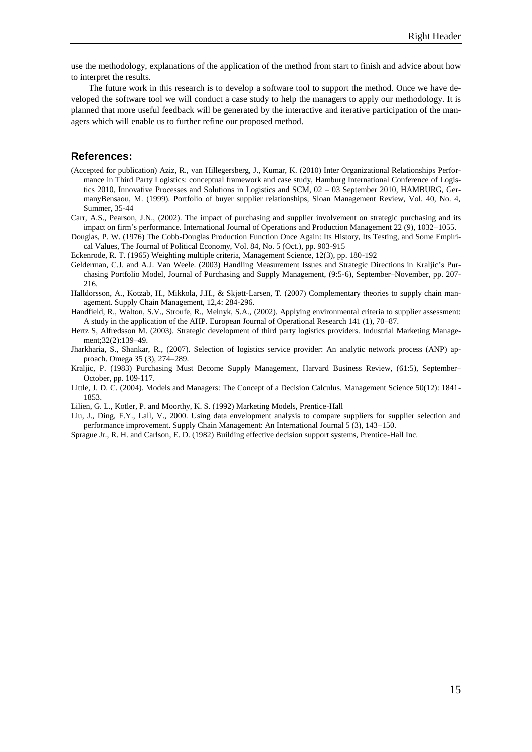use the methodology, explanations of the application of the method from start to finish and advice about how to interpret the results.

The future work in this research is to develop a software tool to support the method. Once we have developed the software tool we will conduct a case study to help the managers to apply our methodology. It is planned that more useful feedback will be generated by the interactive and iterative participation of the managers which will enable us to further refine our proposed method.

## References:

(Accepted for publication) Aziz, R., van Hillegersberg, J., Kumar, K. (2010) Inter Organizational Relationships Performance in Third Party Logistics: conceptual framework and case study, Hamburg International Conference of Logistics 2010, Innovative Processes and Solutions in Logistics and SCM, 02 – 03 September 2010, HAMBURG, GermanyBensaou, M. (1999). Portfolio of buyer supplier relationships, Sloan Management Review, Vol. 40, No. 4, Summer, 35-44

Carr, A.S., Pearson, J.N., (2002). The impact of purchasing and supplier involvement on strategic purchasing and its impact on firm's performance. International Journal of Operations and Production Management 22 (9), 1032–1055.

Douglas, P. W. (1976) The Cobb-Douglas Production Function Once Again: Its History, Its Testing, and Some Empirical Values, The Journal of Political Economy, Vol. 84, No. 5 (Oct.), pp. 903-915

Eckenrode, R. T. (1965) Weighting multiple criteria, Management Science, 12(3), pp. 180-192

Gelderman, C.J. and A.J. Van Weele. (2003) Handling Measurement Issues and Strategic Directions in Kraljic's Purchasing Portfolio Model, Journal of Purchasing and Supply Management, (9:5-6), September–November, pp. 207-216.

Halldorsson, A., Kotzab, H., Mikkola, J.H., & Skjøtt-Larsen, T. (2007) Complementary theories to supply chain management. Supply Chain Management, 12,4: 284-296.

Handfield, R., Walton, S.V., Stroufe, R., Melnyk, S.A., (2002). Applying environmental criteria to supplier assessment: A study in the application of the AHP. European Journal of Operational Research 141 (1), 70–87.

Hertz S, Alfredsson M. (2003). Strategic development of third party logistics providers. Industrial Marketing Management;32(2):139–49.

Jharkharia, S., Shankar, R., (2007). Selection of logistics service provider: An analytic network process (ANP) approach. Omega 35 (3), 274–289.

Kraljic, P. (1983) Purchasing Must Become Supply Management, Harvard Business Review, (61:5), September–October, pp. 109-117.

Little, J. D. C. (2004). Models and Managers: The Concept of a Decision Calculus. Management Science 50(12): 1841-1853.

Lilien, G. L., Kotler, P. and Moorthy, K. S. (1992) Marketing Models, Prentice-Hall

Liu, J., Ding, F.Y., Lall, V., 2000. Using data envelopment analysis to compare suppliers for supplier selection and performance improvement. Supply Chain Management: An International Journal 5 (3), 143–150.

Sprague Jr., R. H. and Carlson, E. D. (1982) Building effective decision support systems, Prentice-Hall Inc.